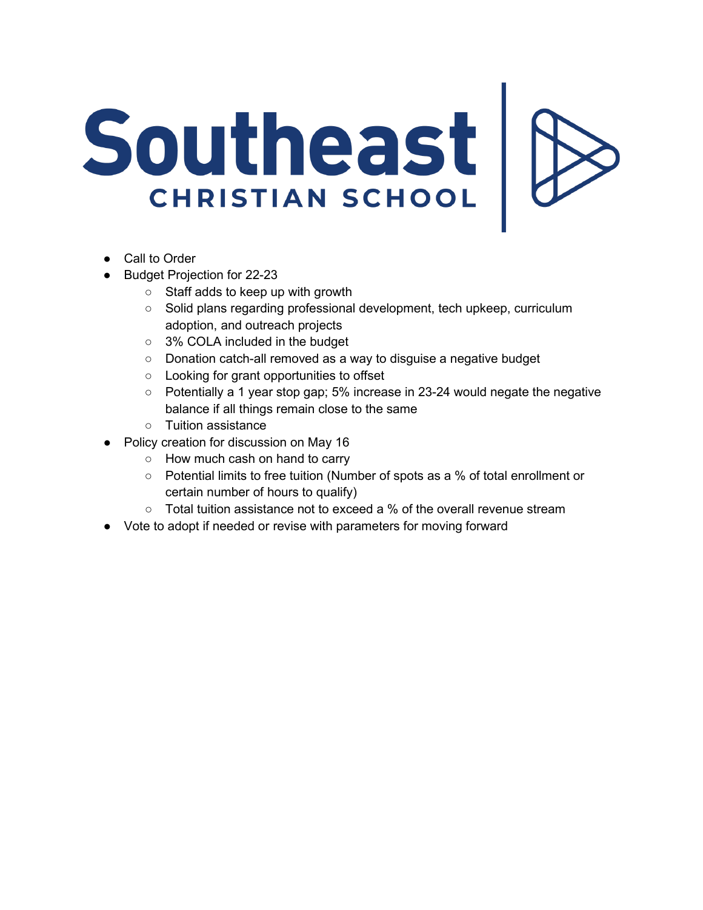# Southeast CHRISTIAN SCHOOL

- Call to Order
- Budget Projection for 22-23
  - Staff adds to keep up with growth
  - Solid plans regarding professional development, tech upkeep, curriculum adoption, and outreach projects
  - 3% COLA included in the budget
  - Donation catch-all removed as a way to disguise a negative budget
  - Looking for grant opportunities to offset
  - Potentially a 1 year stop gap; 5% increase in 23-24 would negate the negative balance if all things remain close to the same
  - Tuition assistance
- Policy creation for discussion on May 16
  - How much cash on hand to carry
  - Potential limits to free tuition (Number of spots as a % of total enrollment or certain number of hours to qualify)
  - Total tuition assistance not to exceed a % of the overall revenue stream
- Vote to adopt if needed or revise with parameters for moving forward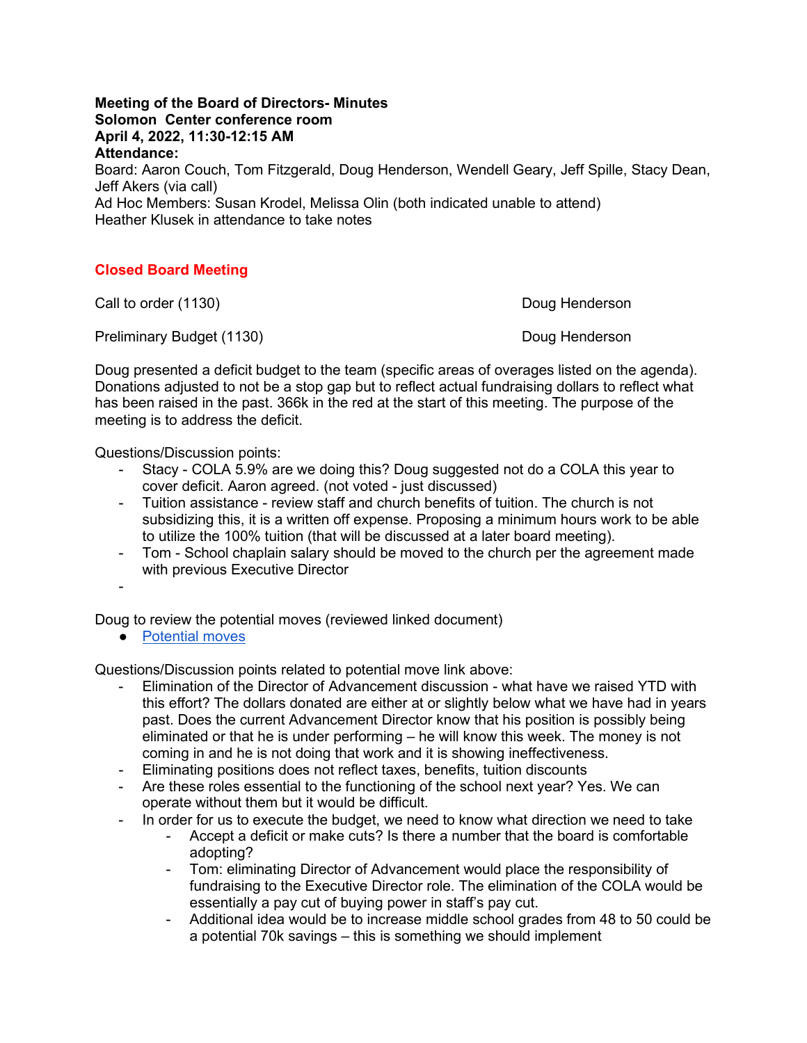**Meeting of the Board of Directors- Minutes**
**Solomon Center conference room**
**April 4, 2022, 11:30-12:15 AM**
**Attendance:**
Board: Aaron Couch, Tom Fitzgerald, Doug Henderson, Wendell Geary, Jeff Spille, Stacy Dean, Jeff Akers (via call)
Ad Hoc Members: Susan Krodel, Melissa Olin (both indicated unable to attend)
Heather Klusek in attendance to take notes

## Closed Board Meeting

Call to order (1130) Doug Henderson

Preliminary Budget (1130) Doug Henderson

Doug presented a deficit budget to the team (specific areas of overages listed on the agenda). Donations adjusted to not be a stop gap but to reflect actual fundraising dollars to reflect what has been raised in the past. 366k in the red at the start of this meeting. The purpose of the meeting is to address the deficit.

Questions/Discussion points:

- Stacy - COLA 5.9% are we doing this? Doug suggested not do a COLA this year to cover deficit. Aaron agreed. (not voted - just discussed)
- Tuition assistance - review staff and church benefits of tuition. The church is not subsidizing this, it is a written off expense. Proposing a minimum hours work to be able to utilize the 100% tuition (that will be discussed at a later board meeting).
- Tom - School chaplain salary should be moved to the church per the agreement made with previous Executive Director
-

Doug to review the potential moves (reviewed linked document)

- [Potential moves]

Questions/Discussion points related to potential move link above:

- Elimination of the Director of Advancement discussion - what have we raised YTD with this effort? The dollars donated are either at or slightly below what we have had in years past. Does the current Advancement Director know that his position is possibly being eliminated or that he is under performing – he will know this week. The money is not coming in and he is not doing that work and it is showing ineffectiveness.
- Eliminating positions does not reflect taxes, benefits, tuition discounts
- Are these roles essential to the functioning of the school next year? Yes. We can operate without them but it would be difficult.
- In order for us to execute the budget, we need to know what direction we need to take
  - Accept a deficit or make cuts? Is there a number that the board is comfortable adopting?
  - Tom: eliminating Director of Advancement would place the responsibility of fundraising to the Executive Director role. The elimination of the COLA would be essentially a pay cut of buying power in staff's pay cut.
  - Additional idea would be to increase middle school grades from 48 to 50 could be a potential 70k savings – this is something we should implement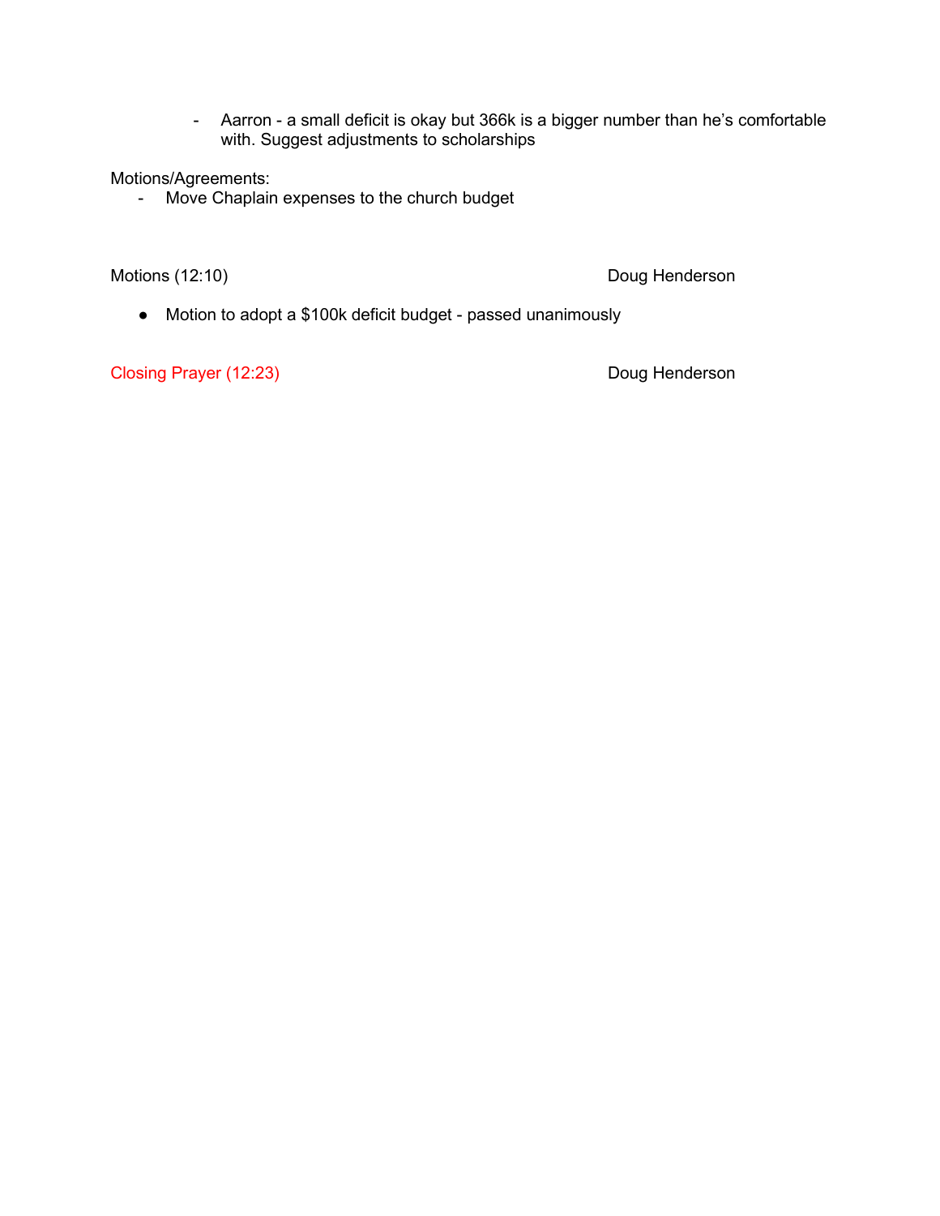- Aarron - a small deficit is okay but 366k is a bigger number than he's comfortable with. Suggest adjustments to scholarships

Motions/Agreements:

- Move Chaplain expenses to the church budget

Motions (12:10) Doug Henderson

- Motion to adopt a $100k deficit budget - passed unanimously

Closing Prayer (12:23) Doug Henderson